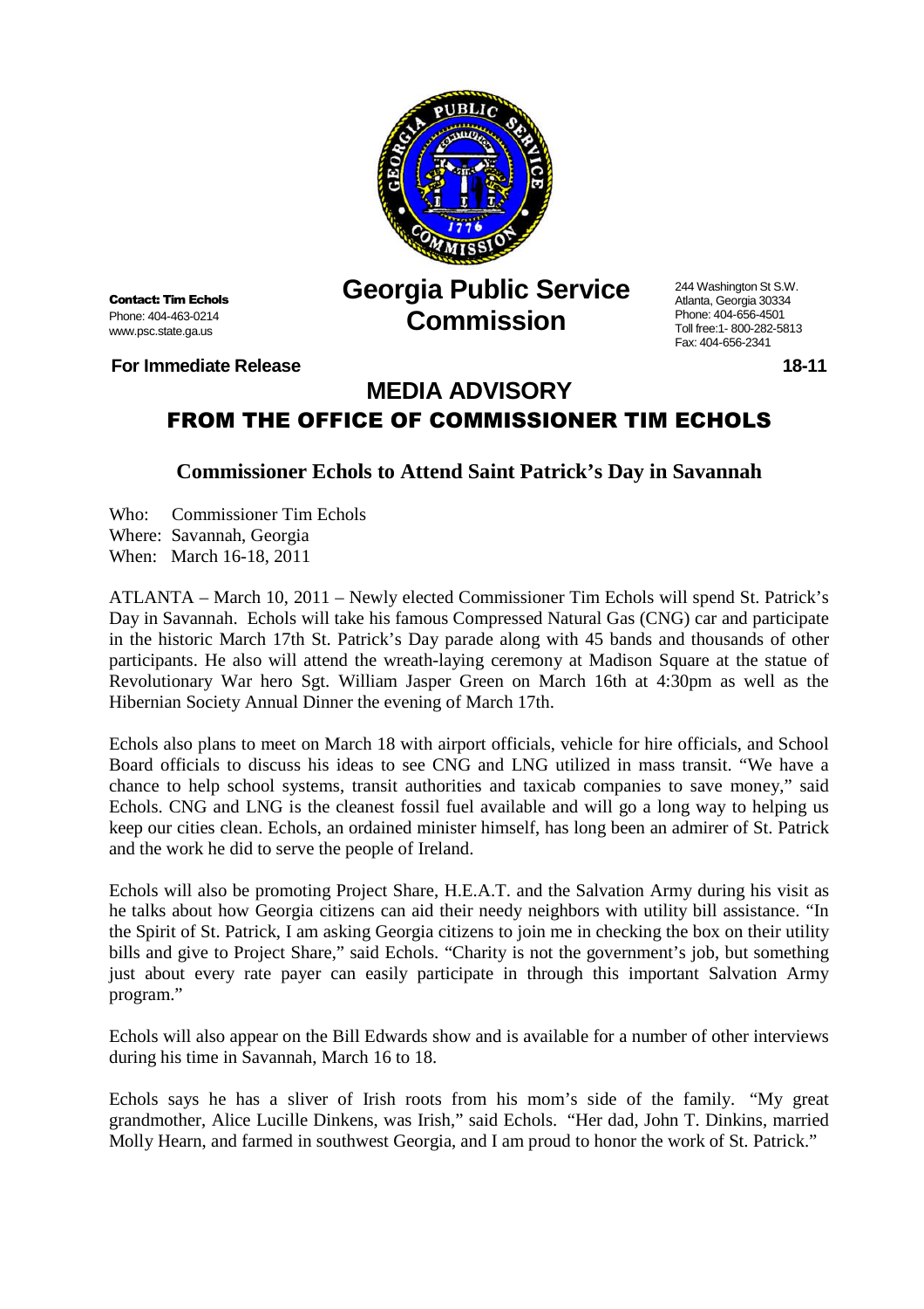**Contact: Tim Echols**
Phone: 404-463-0214
www.psc.state.ga.us

# Georgia Public Service Commission

244 Washington St S.W.
Atlanta, Georgia 30334
Phone: 404-656-4501
Toll free:1- 800-282-5813
Fax: 404-656-2341

**For Immediate Release** **18-11**

## MEDIA ADVISORY

## FROM THE OFFICE OF COMMISSIONER TIM ECHOLS

### Commissioner Echols to Attend Saint Patrick's Day in Savannah

Who: Commissioner Tim Echols
Where: Savannah, Georgia
When: March 16-18, 2011

ATLANTA – March 10, 2011 – Newly elected Commissioner Tim Echols will spend St. Patrick's Day in Savannah. Echols will take his famous Compressed Natural Gas (CNG) car and participate in the historic March 17th St. Patrick's Day parade along with 45 bands and thousands of other participants. He also will attend the wreath-laying ceremony at Madison Square at the statue of Revolutionary War hero Sgt. William Jasper Green on March 16th at 4:30pm as well as the Hibernian Society Annual Dinner the evening of March 17th.

Echols also plans to meet on March 18 with airport officials, vehicle for hire officials, and School Board officials to discuss his ideas to see CNG and LNG utilized in mass transit. "We have a chance to help school systems, transit authorities and taxicab companies to save money," said Echols. CNG and LNG is the cleanest fossil fuel available and will go a long way to helping us keep our cities clean. Echols, an ordained minister himself, has long been an admirer of St. Patrick and the work he did to serve the people of Ireland.

Echols will also be promoting Project Share, H.E.A.T. and the Salvation Army during his visit as he talks about how Georgia citizens can aid their needy neighbors with utility bill assistance. "In the Spirit of St. Patrick, I am asking Georgia citizens to join me in checking the box on their utility bills and give to Project Share," said Echols. "Charity is not the government's job, but something just about every rate payer can easily participate in through this important Salvation Army program."

Echols will also appear on the Bill Edwards show and is available for a number of other interviews during his time in Savannah, March 16 to 18.

Echols says he has a sliver of Irish roots from his mom's side of the family. "My great grandmother, Alice Lucille Dinkens, was Irish," said Echols. "Her dad, John T. Dinkins, married Molly Hearn, and farmed in southwest Georgia, and I am proud to honor the work of St. Patrick."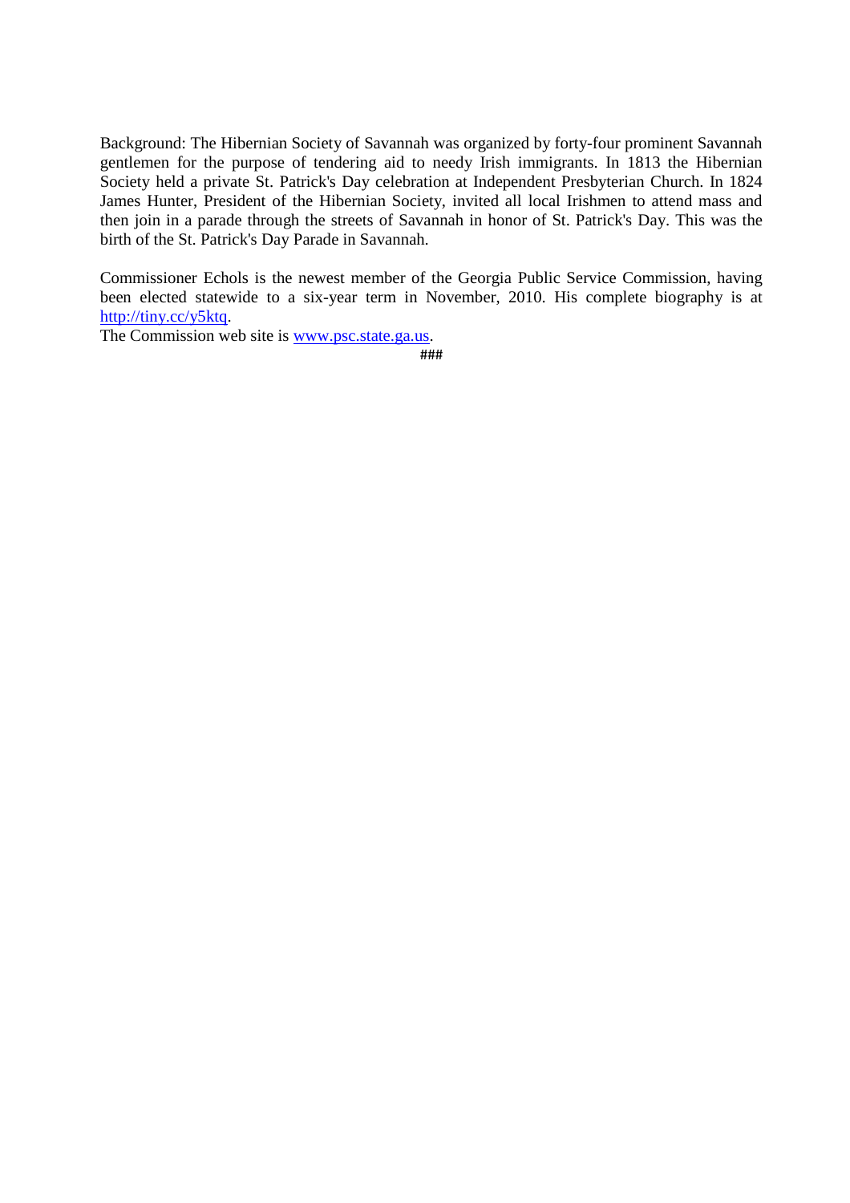Background: The Hibernian Society of Savannah was organized by forty-four prominent Savannah gentlemen for the purpose of tendering aid to needy Irish immigrants. In 1813 the Hibernian Society held a private St. Patrick's Day celebration at Independent Presbyterian Church. In 1824 James Hunter, President of the Hibernian Society, invited all local Irishmen to attend mass and then join in a parade through the streets of Savannah in honor of St. Patrick's Day. This was the birth of the St. Patrick's Day Parade in Savannah.

Commissioner Echols is the newest member of the Georgia Public Service Commission, having been elected statewide to a six-year term in November, 2010. His complete biography is at [http://tiny.cc/y5ktq](http://tiny.cc/y5ktq).
The Commission web site is [www.psc.state.ga.us](http://www.psc.state.ga.us).

###